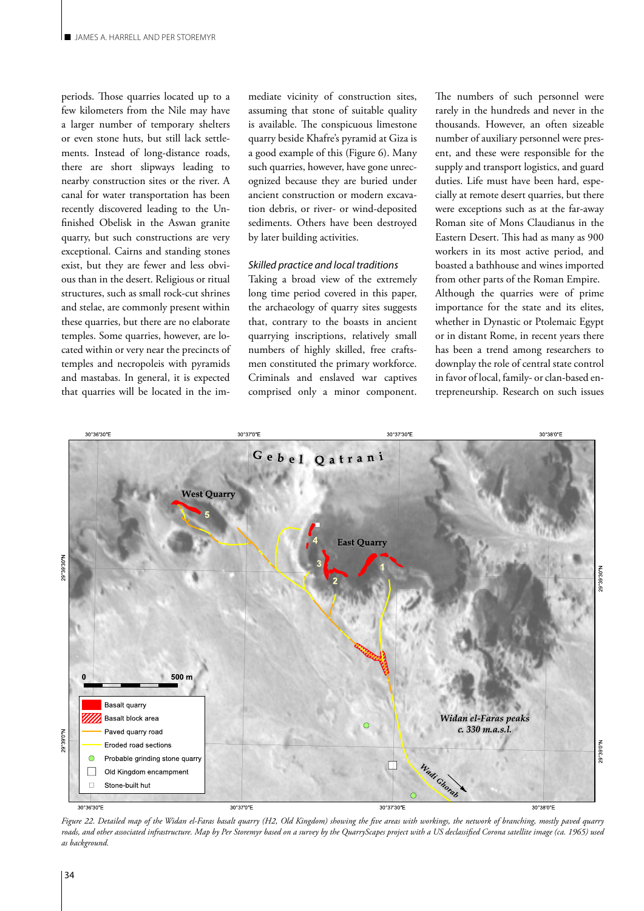periods. Those quarries located up to a few kilometers from the Nile may have a larger number of temporary shelters or even stone huts, but still lack settlements. Instead of long-distance roads, there are short slipways leading to nearby construction sites or the river. A canal for water transportation has been recently discovered leading to the Unfinished Obelisk in the Aswan granite quarry, but such constructions are very exceptional. Cairns and standing stones exist, but they are fewer and less obvious than in the desert. Religious or ritual structures, such as small rock-cut shrines and stelae, are commonly present within these quarries, but there are no elaborate temples. Some quarries, however, are located within or very near the precincts of temples and necropoleis with pyramids and mastabas. In general, it is expected that quarries will be located in the immediate vicinity of construction sites, assuming that stone of suitable quality is available. The conspicuous limestone quarry beside Khafre's pyramid at Giza is a good example of this (Figure 6). Many such quarries, however, have gone unrecognized because they are buried under ancient construction debris, or river- or wind-deposited sediments. Others have been destroyed by later building activities.

*Skilled practice and local traditions*

Taking a broad view of the extremely long time period covered in this paper, the archaeology of quarry sites suggests that, contrary to the boasts in ancient quarrying inscriptions, relatively small numbers of highly skilled, free craftsmen constituted the primary workforce. Criminals and enslaved war captives comprised only a minor component. The numbers of such personnel were rarely in the hundreds and never in the thousands. However, an often sizeable number of auxiliary personnel were present, and these were responsible for the supply and transport logistics, and guard duties. Life must have been hard, especially at remote desert quarries, but there were exceptions such as at the far-away Roman site of Mons Claudianus in the Eastern Desert. This had as many as 900 workers in its most active period, and boasted a bathhouse and wines imported from other parts of the Roman Empire. Although the quarries were of prime importance for the state and its elites, whether in Dynastic or Ptolemaic Egypt or in distant Rome, in recent years there has been a trend among researchers to downplay the role of central state control in favor of local, family- or clan-based entrepreneurship. Research on such issues

*Figure 22. Detailed map of the Widan el-Faras basalt quarry (H2, Old Kingdom) showing the five areas with workings, the network of branching, mostly paved quarry roads, and other associated infrastructure. Map by Per Storemyr based on a survey by the QuarryScapes project with a US declassified Corona satellite image (ca. 1965) used as background.*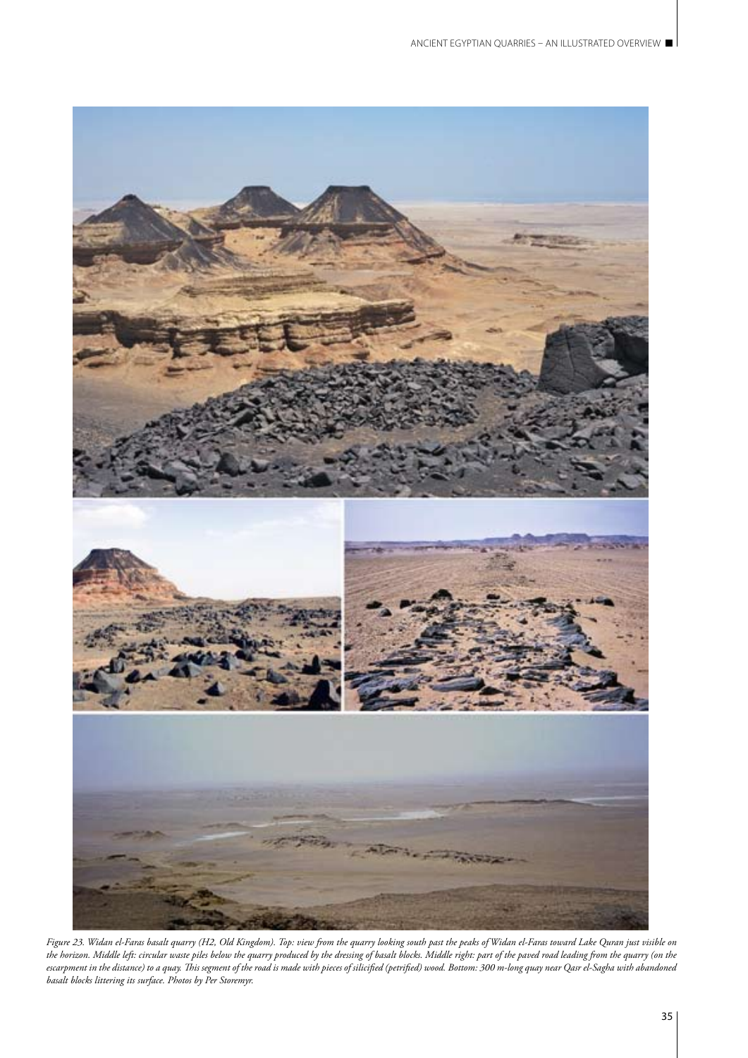*Figure 23. Widan el-Faras basalt quarry (H2, Old Kingdom). Top: view from the quarry looking south past the peaks of Widan el-Faras toward Lake Quran just visible on the horizon. Middle left: circular waste piles below the quarry produced by the dressing of basalt blocks. Middle right: part of the paved road leading from the quarry (on the escarpment in the distance) to a quay. This segment of the road is made with pieces of silicified (petrified) wood. Bottom: 300 m-long quay near Qasr el-Sagha with abandoned basalt blocks littering its surface. Photos by Per Storemyr.*